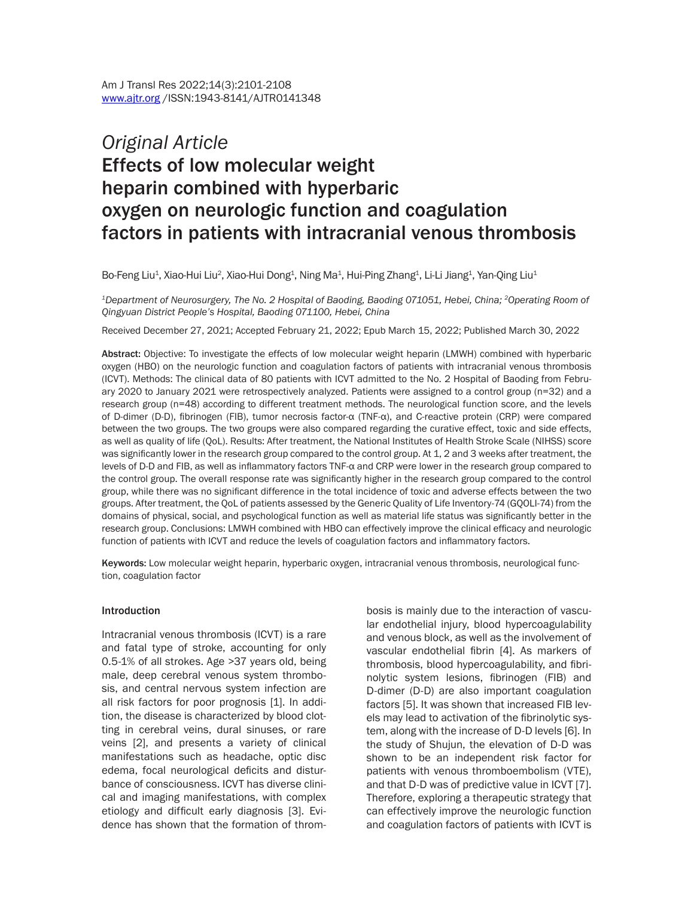*Original Article*

# Effects of low molecular weight heparin combined with hyperbaric oxygen on neurologic function and coagulation factors in patients with intracranial venous thrombosis

Bo-Feng Liu[1], Xiao-Hui Liu[2], Xiao-Hui Dong[1], Ning Ma[1], Hui-Ping Zhang[1], Li-Li Jiang[1], Yan-Qing Liu[1]

*[1]Department of Neurosurgery, The No. 2 Hospital of Baoding, Baoding 071051, Hebei, China; [2]Operating Room of Qingyuan District People's Hospital, Baoding 071100, Hebei, China*

Received December 27, 2021; Accepted February 21, 2022; Epub March 15, 2022; Published March 30, 2022

**Abstract:** Objective: To investigate the effects of low molecular weight heparin (LMWH) combined with hyperbaric oxygen (HBO) on the neurologic function and coagulation factors of patients with intracranial venous thrombosis (ICVT). Methods: The clinical data of 80 patients with ICVT admitted to the No. 2 Hospital of Baoding from February 2020 to January 2021 were retrospectively analyzed. Patients were assigned to a control group (n=32) and a research group (n=48) according to different treatment methods. The neurological function score, and the levels of D-dimer (D-D), fibrinogen (FIB), tumor necrosis factor-α (TNF-α), and C-reactive protein (CRP) were compared between the two groups. The two groups were also compared regarding the curative effect, toxic and side effects, as well as quality of life (QoL). Results: After treatment, the National Institutes of Health Stroke Scale (NIHSS) score was significantly lower in the research group compared to the control group. At 1, 2 and 3 weeks after treatment, the levels of D-D and FIB, as well as inflammatory factors TNF-α and CRP were lower in the research group compared to the control group. The overall response rate was significantly higher in the research group compared to the control group, while there was no significant difference in the total incidence of toxic and adverse effects between the two groups. After treatment, the QoL of patients assessed by the Generic Quality of Life Inventory-74 (GQOLI-74) from the domains of physical, social, and psychological function as well as material life status was significantly better in the research group. Conclusions: LMWH combined with HBO can effectively improve the clinical efficacy and neurologic function of patients with ICVT and reduce the levels of coagulation factors and inflammatory factors.

**Keywords:** Low molecular weight heparin, hyperbaric oxygen, intracranial venous thrombosis, neurological function, coagulation factor

## Introduction

Intracranial venous thrombosis (ICVT) is a rare and fatal type of stroke, accounting for only 0.5-1% of all strokes. Age >37 years old, being male, deep cerebral venous system thrombosis, and central nervous system infection are all risk factors for poor prognosis [1]. In addition, the disease is characterized by blood clotting in cerebral veins, dural sinuses, or rare veins [2], and presents a variety of clinical manifestations such as headache, optic disc edema, focal neurological deficits and disturbance of consciousness. ICVT has diverse clinical and imaging manifestations, with complex etiology and difficult early diagnosis [3]. Evidence has shown that the formation of thrombosis is mainly due to the interaction of vascular endothelial injury, blood hypercoagulability and venous block, as well as the involvement of vascular endothelial fibrin [4]. As markers of thrombosis, blood hypercoagulability, and fibrinolytic system lesions, fibrinogen (FIB) and D-dimer (D-D) are also important coagulation factors [5]. It was shown that increased FIB levels may lead to activation of the fibrinolytic system, along with the increase of D-D levels [6]. In the study of Shujun, the elevation of D-D was shown to be an independent risk factor for patients with venous thromboembolism (VTE), and that D-D was of predictive value in ICVT [7]. Therefore, exploring a therapeutic strategy that can effectively improve the neurologic function and coagulation factors of patients with ICVT is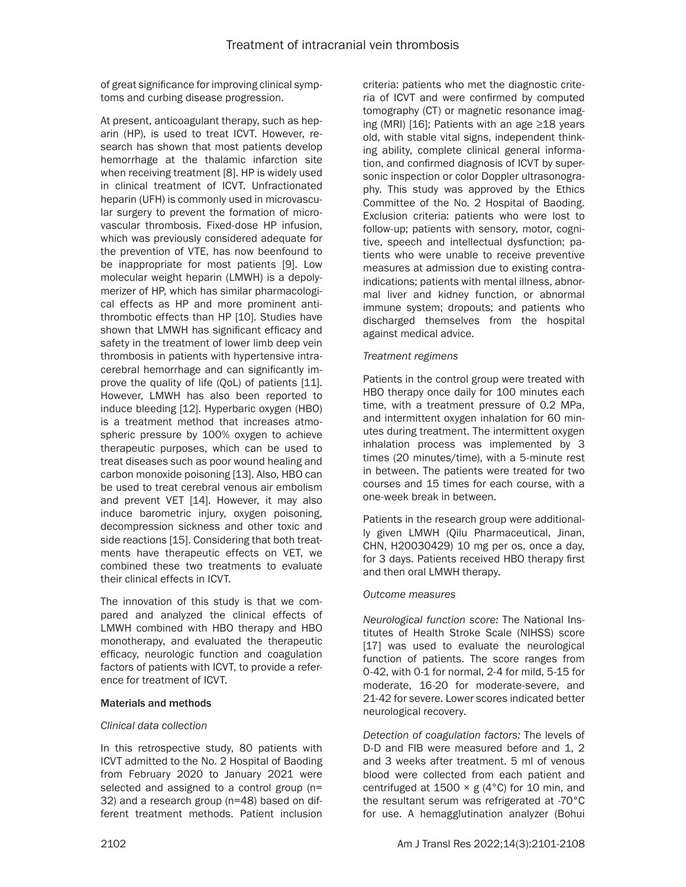of great significance for improving clinical symptoms and curbing disease progression.

At present, anticoagulant therapy, such as heparin (HP), is used to treat ICVT. However, research has shown that most patients develop hemorrhage at the thalamic infarction site when receiving treatment [8]. HP is widely used in clinical treatment of ICVT. Unfractionated heparin (UFH) is commonly used in microvascular surgery to prevent the formation of microvascular thrombosis. Fixed-dose HP infusion, which was previously considered adequate for the prevention of VTE, has now beenfound to be inappropriate for most patients [9]. Low molecular weight heparin (LMWH) is a depolymerizer of HP, which has similar pharmacological effects as HP and more prominent antithrombotic effects than HP [10]. Studies have shown that LMWH has significant efficacy and safety in the treatment of lower limb deep vein thrombosis in patients with hypertensive intracerebral hemorrhage and can significantly improve the quality of life (QoL) of patients [11]. However, LMWH has also been reported to induce bleeding [12]. Hyperbaric oxygen (HBO) is a treatment method that increases atmospheric pressure by 100% oxygen to achieve therapeutic purposes, which can be used to treat diseases such as poor wound healing and carbon monoxide poisoning [13]. Also, HBO can be used to treat cerebral venous air embolism and prevent VET [14]. However, it may also induce barometric injury, oxygen poisoning, decompression sickness and other toxic and side reactions [15]. Considering that both treatments have therapeutic effects on VET, we combined these two treatments to evaluate their clinical effects in ICVT.

The innovation of this study is that we compared and analyzed the clinical effects of LMWH combined with HBO therapy and HBO monotherapy, and evaluated the therapeutic efficacy, neurologic function and coagulation factors of patients with ICVT, to provide a reference for treatment of ICVT.

## Materials and methods

### *Clinical data collection*

In this retrospective study, 80 patients with ICVT admitted to the No. 2 Hospital of Baoding from February 2020 to January 2021 were selected and assigned to a control group (n=32) and a research group (n=48) based on different treatment methods. Patient inclusion criteria: patients who met the diagnostic criteria of ICVT and were confirmed by computed tomography (CT) or magnetic resonance imaging (MRI) [16]; Patients with an age ≥18 years old, with stable vital signs, independent thinking ability, complete clinical general information, and confirmed diagnosis of ICVT by supersonic inspection or color Doppler ultrasonography. This study was approved by the Ethics Committee of the No. 2 Hospital of Baoding. Exclusion criteria: patients who were lost to follow-up; patients with sensory, motor, cognitive, speech and intellectual dysfunction; patients who were unable to receive preventive measures at admission due to existing contraindications; patients with mental illness, abnormal liver and kidney function, or abnormal immune system; dropouts; and patients who discharged themselves from the hospital against medical advice.

### *Treatment regimens*

Patients in the control group were treated with HBO therapy once daily for 100 minutes each time, with a treatment pressure of 0.2 MPa, and intermittent oxygen inhalation for 60 minutes during treatment. The intermittent oxygen inhalation process was implemented by 3 times (20 minutes/time), with a 5-minute rest in between. The patients were treated for two courses and 15 times for each course, with a one-week break in between.

Patients in the research group were additionally given LMWH (Qilu Pharmaceutical, Jinan, CHN, H20030429) 10 mg per os, once a day, for 3 days. Patients received HBO therapy first and then oral LMWH therapy.

### *Outcome measures*

*Neurological function score:* The National Institutes of Health Stroke Scale (NIHSS) score [17] was used to evaluate the neurological function of patients. The score ranges from 0-42, with 0-1 for normal, 2-4 for mild, 5-15 for moderate, 16-20 for moderate-severe, and 21-42 for severe. Lower scores indicated better neurological recovery.

*Detection of coagulation factors:* The levels of D-D and FIB were measured before and 1, 2 and 3 weeks after treatment. 5 ml of venous blood were collected from each patient and centrifuged at 1500 × g (4°C) for 10 min, and the resultant serum was refrigerated at -70°C for use. A hemagglutination analyzer (Bohui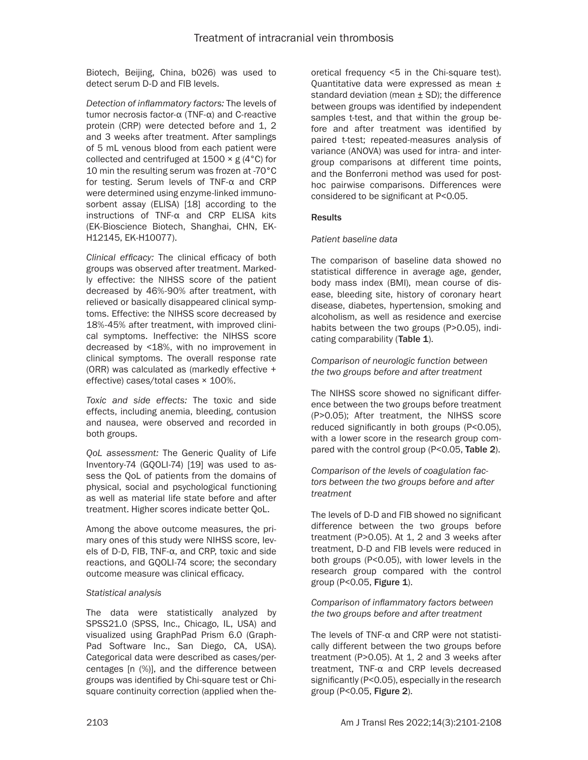Biotech, Beijing, China, b026) was used to detect serum D-D and FIB levels.

*Detection of inflammatory factors:* The levels of tumor necrosis factor-α (TNF-α) and C-reactive protein (CRP) were detected before and 1, 2 and 3 weeks after treatment. After samplings of 5 mL venous blood from each patient were collected and centrifuged at 1500 × g (4°C) for 10 min the resulting serum was frozen at -70°C for testing. Serum levels of TNF-α and CRP were determined using enzyme-linked immunosorbent assay (ELISA) [18] according to the instructions of TNF-α and CRP ELISA kits (EK-Bioscience Biotech, Shanghai, CHN, EK-H12145, EK-H10077).

*Clinical efficacy:* The clinical efficacy of both groups was observed after treatment. Markedly effective: the NIHSS score of the patient decreased by 46%-90% after treatment, with relieved or basically disappeared clinical symptoms. Effective: the NIHSS score decreased by 18%-45% after treatment, with improved clinical symptoms. Ineffective: the NIHSS score decreased by <18%, with no improvement in clinical symptoms. The overall response rate (ORR) was calculated as (markedly effective + effective) cases/total cases × 100%.

*Toxic and side effects:* The toxic and side effects, including anemia, bleeding, contusion and nausea, were observed and recorded in both groups.

*QoL assessment:* The Generic Quality of Life Inventory-74 (GQOLI-74) [19] was used to assess the QoL of patients from the domains of physical, social and psychological functioning as well as material life state before and after treatment. Higher scores indicate better QoL.

Among the above outcome measures, the primary ones of this study were NIHSS score, levels of D-D, FIB, TNF-α, and CRP, toxic and side reactions, and GQOLI-74 score; the secondary outcome measure was clinical efficacy.

*Statistical analysis*

The data were statistically analyzed by SPSS21.0 (SPSS, Inc., Chicago, IL, USA) and visualized using GraphPad Prism 6.0 (GraphPad Software Inc., San Diego, CA, USA). Categorical data were described as cases/percentages [n (%)], and the difference between groups was identified by Chi-square test or Chi-square continuity correction (applied when theoretical frequency <5 in the Chi-square test). Quantitative data were expressed as mean ± standard deviation (mean ± SD); the difference between groups was identified by independent samples t-test, and that within the group before and after treatment was identified by paired t-test; repeated-measures analysis of variance (ANOVA) was used for intra- and inter-group comparisons at different time points, and the Bonferroni method was used for post-hoc pairwise comparisons. Differences were considered to be significant at $P<0.05$.

## Results

*Patient baseline data*

The comparison of baseline data showed no statistical difference in average age, gender, body mass index (BMI), mean course of disease, bleeding site, history of coronary heart disease, diabetes, hypertension, smoking and alcoholism, as well as residence and exercise habits between the two groups ($P>0.05$), indicating comparability (**Table 1**).

*Comparison of neurologic function between the two groups before and after treatment*

The NIHSS score showed no significant difference between the two groups before treatment ($P>0.05$); After treatment, the NIHSS score reduced significantly in both groups ($P<0.05$), with a lower score in the research group compared with the control group ($P<0.05$, **Table 2**).

*Comparison of the levels of coagulation factors between the two groups before and after treatment*

The levels of D-D and FIB showed no significant difference between the two groups before treatment ($P>0.05$). At 1, 2 and 3 weeks after treatment, D-D and FIB levels were reduced in both groups ($P<0.05$), with lower levels in the research group compared with the control group ($P<0.05$, **Figure 1**).

*Comparison of inflammatory factors between the two groups before and after treatment*

The levels of TNF-α and CRP were not statistically different between the two groups before treatment ($P>0.05$). At 1, 2 and 3 weeks after treatment, TNF-α and CRP levels decreased significantly ($P<0.05$), especially in the research group ($P<0.05$, **Figure 2**).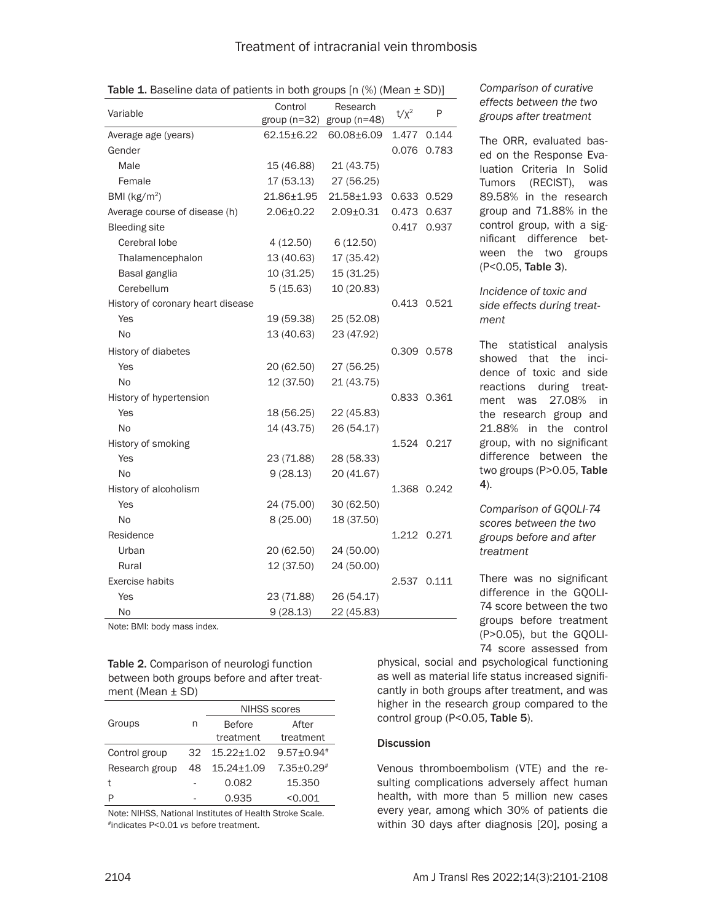**Table 1.** Baseline data of patients in both groups [n (%) (Mean ± SD)]

| Variable | Control group (n=32) | Research group (n=48) | $t/\chi^2$ | P |
|---|---|---|---|---|
| Average age (years) | 62.15±6.22 | 60.08±6.09 | 1.477 | 0.144 |
| Gender | | | 0.076 | 0.783 |
| Male | 15 (46.88) | 21 (43.75) | | |
| Female | 17 (53.13) | 27 (56.25) | | |
| BMI (kg/m$^2$) | 21.86±1.95 | 21.58±1.93 | 0.633 | 0.529 |
| Average course of disease (h) | 2.06±0.22 | 2.09±0.31 | 0.473 | 0.637 |
| Bleeding site | | | 0.417 | 0.937 |
| Cerebral lobe | 4 (12.50) | 6 (12.50) | | |
| Thalamencephalon | 13 (40.63) | 17 (35.42) | | |
| Basal ganglia | 10 (31.25) | 15 (31.25) | | |
| Cerebellum | 5 (15.63) | 10 (20.83) | | |
| History of coronary heart disease | | | 0.413 | 0.521 |
| Yes | 19 (59.38) | 25 (52.08) | | |
| No | 13 (40.63) | 23 (47.92) | | |
| History of diabetes | | | 0.309 | 0.578 |
| Yes | 20 (62.50) | 27 (56.25) | | |
| No | 12 (37.50) | 21 (43.75) | | |
| History of hypertension | | | 0.833 | 0.361 |
| Yes | 18 (56.25) | 22 (45.83) | | |
| No | 14 (43.75) | 26 (54.17) | | |
| History of smoking | | | 1.524 | 0.217 |
| Yes | 23 (71.88) | 28 (58.33) | | |
| No | 9 (28.13) | 20 (41.67) | | |
| History of alcoholism | | | 1.368 | 0.242 |
| Yes | 24 (75.00) | 30 (62.50) | | |
| No | 8 (25.00) | 18 (37.50) | | |
| Residence | | | 1.212 | 0.271 |
| Urban | 20 (62.50) | 24 (50.00) | | |
| Rural | 12 (37.50) | 24 (50.00) | | |
| Exercise habits | | | 2.537 | 0.111 |
| Yes | 23 (71.88) | 26 (54.17) | | |
| No | 9 (28.13) | 22 (45.83) | | |

Note: BMI: body mass index.

**Table 2.** Comparison of neurologi function between both groups before and after treatment (Mean ± SD)

| Groups | n | NIHSS scores | |
|---|---|---|---|
| | | Before treatment | After treatment |
| Control group | 32 | 15.22±1.02 | 9.57±0.94# |
| Research group | 48 | 15.24±1.09 | 7.35±0.29# |
| t | - | 0.082 | 15.350 |
| P | - | 0.935 | <0.001 |

Note: NIHSS, National Institutes of Health Stroke Scale. #indicates P<0.01 vs before treatment.

*Comparison of curative effects between the two groups after treatment*

The ORR, evaluated based on the Response Evaluation Criteria In Solid Tumors (RECIST), was 89.58% in the research group and 71.88% in the control group, with a significant difference between the two groups (P<0.05, **Table 3**).

*Incidence of toxic and side effects during treatment*

The statistical analysis showed that the incidence of toxic and side reactions during treatment was 27.08% in the research group and 21.88% in the control group, with no significant difference between the two groups (P>0.05, **Table 4**).

*Comparison of GQOLI-74 scores between the two groups before and after treatment*

There was no significant difference in the GQOLI-74 score between the two groups before treatment (P>0.05), but the GQOLI-74 score assessed from physical, social and psychological functioning as well as material life status increased significantly in both groups after treatment, and was higher in the research group compared to the control group (P<0.05, **Table 5**).

## Discussion

Venous thromboembolism (VTE) and the resulting complications adversely affect human health, with more than 5 million new cases every year, among which 30% of patients die within 30 days after diagnosis [20], posing a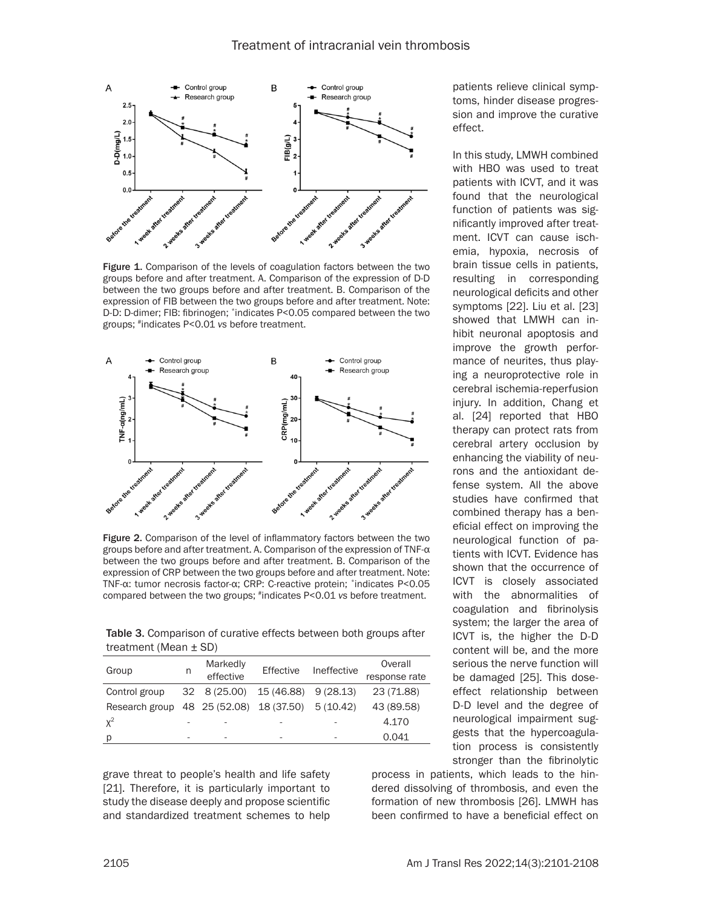Figure 1. Comparison of the levels of coagulation factors between the two groups before and after treatment. A. Comparison of the expression of D-D between the two groups before and after treatment. B. Comparison of the expression of FIB between the two groups before and after treatment. Note: D-D: D-dimer; FIB: fibrinogen; *indicates P<0.05 compared between the two groups; #indicates P<0.01 *vs* before treatment.

Figure 2. Comparison of the level of inflammatory factors between the two groups before and after treatment. A. Comparison of the expression of TNF-α between the two groups before and after treatment. B. Comparison of the expression of CRP between the two groups before and after treatment. Note: TNF-α: tumor necrosis factor-α; CRP: C-reactive protein; *indicates P<0.05 compared between the two groups; #indicates P<0.01 *vs* before treatment.

Table 3. Comparison of curative effects between both groups after treatment (Mean ± SD)

| Group | n | Markedly effective | Effective | Ineffective | Overall response rate |
|---|---|---|---|---|---|
| Control group | 32 | 8 (25.00) | 15 (46.88) | 9 (28.13) | 23 (71.88) |
| Research group | 48 | 25 (52.08) | 18 (37.50) | 5 (10.42) | 43 (89.58) |
| $\chi^2$ | - | - | - | - | 4.170 |
| p | - | - | - | - | 0.041 |

grave threat to people's health and life safety [21]. Therefore, it is particularly important to study the disease deeply and propose scientific and standardized treatment schemes to help patients relieve clinical symptoms, hinder disease progression and improve the curative effect.

In this study, LMWH combined with HBO was used to treat patients with ICVT, and it was found that the neurological function of patients was significantly improved after treatment. ICVT can cause ischemia, hypoxia, necrosis of brain tissue cells in patients, resulting in corresponding neurological deficits and other symptoms [22]. Liu et al. [23] showed that LMWH can inhibit neuronal apoptosis and improve the growth performance of neurites, thus playing a neuroprotective role in cerebral ischemia-reperfusion injury. In addition, Chang et al. [24] reported that HBO therapy can protect rats from cerebral artery occlusion by enhancing the viability of neurons and the antioxidant defense system. All the above studies have confirmed that combined therapy has a beneficial effect on improving the neurological function of patients with ICVT. Evidence has shown that the occurrence of ICVT is closely associated with the abnormalities of coagulation and fibrinolysis system; the larger the area of ICVT is, the higher the D-D content will be, and the more serious the nerve function will be damaged [25]. This dose-effect relationship between D-D level and the degree of neurological impairment suggests that the hypercoagulation process is consistently stronger than the fibrinolytic process in patients, which leads to the hindered dissolving of thrombosis, and even the formation of new thrombosis [26]. LMWH has been confirmed to have a beneficial effect on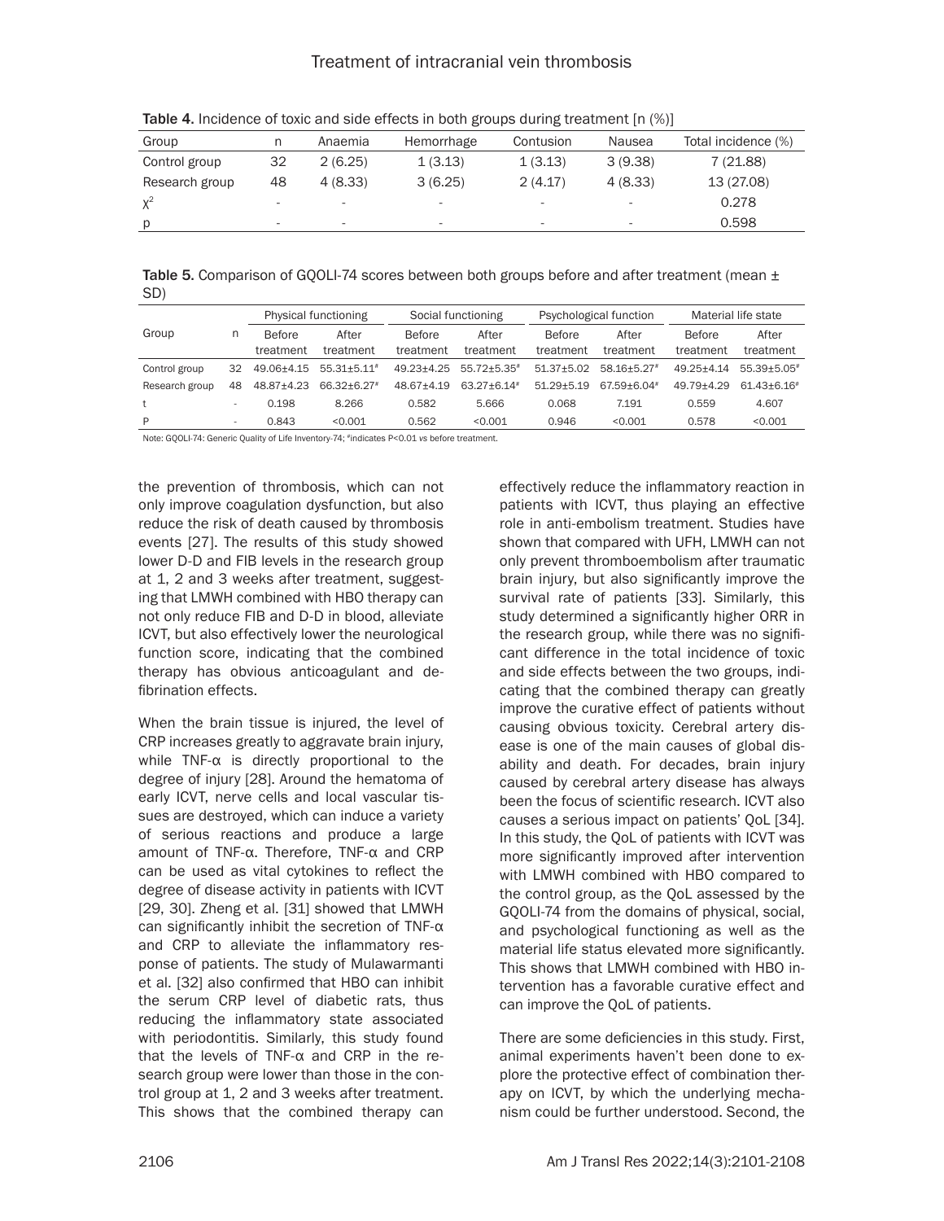**Table 4.** Incidence of toxic and side effects in both groups during treatment [n (%)]

| Group | n | Anaemia | Hemorrhage | Contusion | Nausea | Total incidence (%) |
|---|---|---|---|---|---|---|
| Control group | 32 | 2 (6.25) | 1 (3.13) | 1 (3.13) | 3 (9.38) | 7 (21.88) |
| Research group | 48 | 4 (8.33) | 3 (6.25) | 2 (4.17) | 4 (8.33) | 13 (27.08) |
| $\chi^2$ | - | - | - | - | - | 0.278 |
| p | - | - | - | - | - | 0.598 |

**Table 5.** Comparison of GQOLI-74 scores between both groups before and after treatment (mean ± SD)

| Group | n | Physical functioning | | Social functioning | | Psychological function | | Material life state | |
|---|---|---|---|---|---|---|---|---|---|
| | | Before treatment | After treatment | Before treatment | After treatment | Before treatment | After treatment | Before treatment | After treatment |
| Control group | 32 | 49.06±4.15 | 55.31±5.11[#] | 49.23±4.25 | 55.72±5.35[#] | 51.37±5.02 | 58.16±5.27[#] | 49.25±4.14 | 55.39±5.05[#] |
| Research group | 48 | 48.87±4.23 | 66.32±6.27[#] | 48.67±4.19 | 63.27±6.14[#] | 51.29±5.19 | 67.59±6.04[#] | 49.79±4.29 | 61.43±6.16[#] |
| t | - | 0.198 | 8.266 | 0.582 | 5.666 | 0.068 | 7.191 | 0.559 | 4.607 |
| P | - | 0.843 | <0.001 | 0.562 | <0.001 | 0.946 | <0.001 | 0.578 | <0.001 |

Note: GQOLI-74: Generic Quality of Life Inventory-74; [#]indicates P<0.01 vs before treatment.

the prevention of thrombosis, which can not only improve coagulation dysfunction, but also reduce the risk of death caused by thrombosis events [27]. The results of this study showed lower D-D and FIB levels in the research group at 1, 2 and 3 weeks after treatment, suggesting that LMWH combined with HBO therapy can not only reduce FIB and D-D in blood, alleviate ICVT, but also effectively lower the neurological function score, indicating that the combined therapy has obvious anticoagulant and defibrination effects.

When the brain tissue is injured, the level of CRP increases greatly to aggravate brain injury, while TNF-α is directly proportional to the degree of injury [28]. Around the hematoma of early ICVT, nerve cells and local vascular tissues are destroyed, which can induce a variety of serious reactions and produce a large amount of TNF-α. Therefore, TNF-α and CRP can be used as vital cytokines to reflect the degree of disease activity in patients with ICVT [29, 30]. Zheng et al. [31] showed that LMWH can significantly inhibit the secretion of TNF-α and CRP to alleviate the inflammatory response of patients. The study of Mulawarmanti et al. [32] also confirmed that HBO can inhibit the serum CRP level of diabetic rats, thus reducing the inflammatory state associated with periodontitis. Similarly, this study found that the levels of TNF-α and CRP in the research group were lower than those in the control group at 1, 2 and 3 weeks after treatment. This shows that the combined therapy can effectively reduce the inflammatory reaction in patients with ICVT, thus playing an effective role in anti-embolism treatment. Studies have shown that compared with UFH, LMWH can not only prevent thromboembolism after traumatic brain injury, but also significantly improve the survival rate of patients [33]. Similarly, this study determined a significantly higher ORR in the research group, while there was no significant difference in the total incidence of toxic and side effects between the two groups, indicating that the combined therapy can greatly improve the curative effect of patients without causing obvious toxicity. Cerebral artery disease is one of the main causes of global disability and death. For decades, brain injury caused by cerebral artery disease has always been the focus of scientific research. ICVT also causes a serious impact on patients' QoL [34]. In this study, the QoL of patients with ICVT was more significantly improved after intervention with LMWH combined with HBO compared to the control group, as the QoL assessed by the GQOLI-74 from the domains of physical, social, and psychological functioning as well as the material life status elevated more significantly. This shows that LMWH combined with HBO intervention has a favorable curative effect and can improve the QoL of patients.

There are some deficiencies in this study. First, animal experiments haven't been done to explore the protective effect of combination therapy on ICVT, by which the underlying mechanism could be further understood. Second, the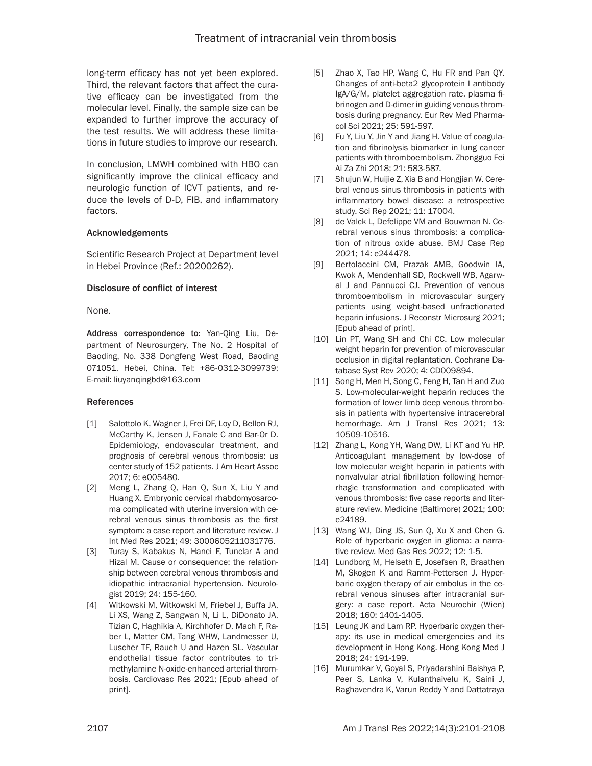long-term efficacy has not yet been explored. Third, the relevant factors that affect the curative efficacy can be investigated from the molecular level. Finally, the sample size can be expanded to further improve the accuracy of the test results. We will address these limitations in future studies to improve our research.

In conclusion, LMWH combined with HBO can significantly improve the clinical efficacy and neurologic function of ICVT patients, and reduce the levels of D-D, FIB, and inflammatory factors.

### Acknowledgements

Scientific Research Project at Department level in Hebei Province (Ref.: 20200262).

### Disclosure of conflict of interest

None.

**Address correspondence to:** Yan-Qing Liu, Department of Neurosurgery, The No. 2 Hospital of Baoding, No. 338 Dongfeng West Road, Baoding 071051, Hebei, China. Tel: +86-0312-3099739; E-mail: liuyanqingbd@163.com

### References

[1] Salottolo K, Wagner J, Frei DF, Loy D, Bellon RJ, McCarthy K, Jensen J, Fanale C and Bar-Or D. Epidemiology, endovascular treatment, and prognosis of cerebral venous thrombosis: us center study of 152 patients. J Am Heart Assoc 2017; 6: e005480.

[2] Meng L, Zhang Q, Han Q, Sun X, Liu Y and Huang X. Embryonic cervical rhabdomyosarcoma complicated with uterine inversion with cerebral venous sinus thrombosis as the first symptom: a case report and literature review. J Int Med Res 2021; 49: 3000605211031776.

[3] Turay S, Kabakus N, Hanci F, Tunclar A and Hizal M. Cause or consequence: the relationship between cerebral venous thrombosis and idiopathic intracranial hypertension. Neurologist 2019; 24: 155-160.

[4] Witkowski M, Witkowski M, Friebel J, Buffa JA, Li XS, Wang Z, Sangwan N, Li L, DiDonato JA, Tizian C, Haghikia A, Kirchhofer D, Mach F, Raber L, Matter CM, Tang WHW, Landmesser U, Luscher TF, Rauch U and Hazen SL. Vascular endothelial tissue factor contributes to trimethylamine N-oxide-enhanced arterial thrombosis. Cardiovasc Res 2021; [Epub ahead of print].

[5] Zhao X, Tao HP, Wang C, Hu FR and Pan QY. Changes of anti-beta2 glycoprotein I antibody IgA/G/M, platelet aggregation rate, plasma fibrinogen and D-dimer in guiding venous thrombosis during pregnancy. Eur Rev Med Pharmacol Sci 2021; 25: 591-597.

[6] Fu Y, Liu Y, Jin Y and Jiang H. Value of coagulation and fibrinolysis biomarker in lung cancer patients with thromboembolism. Zhongguo Fei Ai Za Zhi 2018; 21: 583-587.

[7] Shujun W, Huijie Z, Xia B and Hongjian W. Cerebral venous sinus thrombosis in patients with inflammatory bowel disease: a retrospective study. Sci Rep 2021; 11: 17004.

[8] de Valck L, Defelippe VM and Bouwman N. Cerebral venous sinus thrombosis: a complication of nitrous oxide abuse. BMJ Case Rep 2021; 14: e244478.

[9] Bertolaccini CM, Prazak AMB, Goodwin IA, Kwok A, Mendenhall SD, Rockwell WB, Agarwal J and Pannucci CJ. Prevention of venous thromboembolism in microvascular surgery patients using weight-based unfractionated heparin infusions. J Reconstr Microsurg 2021; [Epub ahead of print].

[10] Lin PT, Wang SH and Chi CC. Low molecular weight heparin for prevention of microvascular occlusion in digital replantation. Cochrane Database Syst Rev 2020; 4: CD009894.

[11] Song H, Men H, Song C, Feng H, Tan H and Zuo S. Low-molecular-weight heparin reduces the formation of lower limb deep venous thrombosis in patients with hypertensive intracerebral hemorrhage. Am J Transl Res 2021; 13: 10509-10516.

[12] Zhang L, Kong YH, Wang DW, Li KT and Yu HP. Anticoagulant management by low-dose of low molecular weight heparin in patients with nonvalvular atrial fibrillation following hemorrhagic transformation and complicated with venous thrombosis: five case reports and literature review. Medicine (Baltimore) 2021; 100: e24189.

[13] Wang WJ, Ding JS, Sun Q, Xu X and Chen G. Role of hyperbaric oxygen in glioma: a narrative review. Med Gas Res 2022; 12: 1-5.

[14] Lundborg M, Helseth E, Josefsen R, Braathen M, Skogen K and Ramm-Pettersen J. Hyperbaric oxygen therapy of air embolus in the cerebral venous sinuses after intracranial surgery: a case report. Acta Neurochir (Wien) 2018; 160: 1401-1405.

[15] Leung JK and Lam RP. Hyperbaric oxygen therapy: its use in medical emergencies and its development in Hong Kong. Hong Kong Med J 2018; 24: 191-199.

[16] Murumkar V, Goyal S, Priyadarshini Baishya P, Peer S, Lanka V, Kulanthaivelu K, Saini J, Raghavendra K, Varun Reddy Y and Dattatraya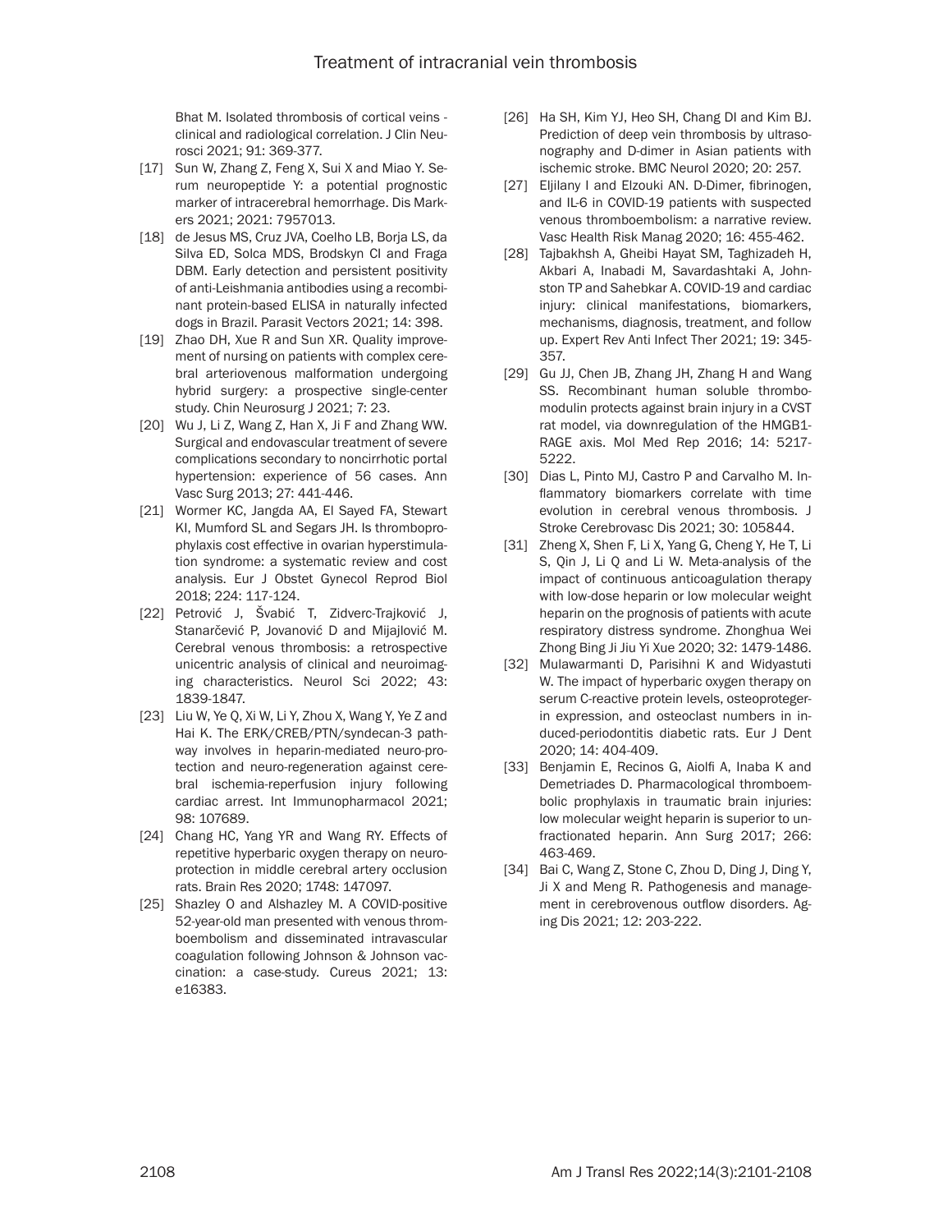Bhat M. Isolated thrombosis of cortical veins - clinical and radiological correlation. J Clin Neurosci 2021; 91: 369-377.

[17] Sun W, Zhang Z, Feng X, Sui X and Miao Y. Serum neuropeptide Y: a potential prognostic marker of intracerebral hemorrhage. Dis Markers 2021; 2021: 7957013.

[18] de Jesus MS, Cruz JVA, Coelho LB, Borja LS, da Silva ED, Solca MDS, Brodskyn CI and Fraga DBM. Early detection and persistent positivity of anti-Leishmania antibodies using a recombinant protein-based ELISA in naturally infected dogs in Brazil. Parasit Vectors 2021; 14: 398.

[19] Zhao DH, Xue R and Sun XR. Quality improvement of nursing on patients with complex cerebral arteriovenous malformation undergoing hybrid surgery: a prospective single-center study. Chin Neurosurg J 2021; 7: 23.

[20] Wu J, Li Z, Wang Z, Han X, Ji F and Zhang WW. Surgical and endovascular treatment of severe complications secondary to noncirrhotic portal hypertension: experience of 56 cases. Ann Vasc Surg 2013; 27: 441-446.

[21] Wormer KC, Jangda AA, El Sayed FA, Stewart KI, Mumford SL and Segars JH. Is thromboprophylaxis cost effective in ovarian hyperstimulation syndrome: a systematic review and cost analysis. Eur J Obstet Gynecol Reprod Biol 2018; 224: 117-124.

[22] Petrović J, Švabić T, Zidverc-Trajković J, Stanarčević P, Jovanović D and Mijajlović M. Cerebral venous thrombosis: a retrospective unicentric analysis of clinical and neuroimaging characteristics. Neurol Sci 2022; 43: 1839-1847.

[23] Liu W, Ye Q, Xi W, Li Y, Zhou X, Wang Y, Ye Z and Hai K. The ERK/CREB/PTN/syndecan-3 pathway involves in heparin-mediated neuro-protection and neuro-regeneration against cerebral ischemia-reperfusion injury following cardiac arrest. Int Immunopharmacol 2021; 98: 107689.

[24] Chang HC, Yang YR and Wang RY. Effects of repetitive hyperbaric oxygen therapy on neuroprotection in middle cerebral artery occlusion rats. Brain Res 2020; 1748: 147097.

[25] Shazley O and Alshazley M. A COVID-positive 52-year-old man presented with venous thromboembolism and disseminated intravascular coagulation following Johnson & Johnson vaccination: a case-study. Cureus 2021; 13: e16383.

[26] Ha SH, Kim YJ, Heo SH, Chang DI and Kim BJ. Prediction of deep vein thrombosis by ultrasonography and D-dimer in Asian patients with ischemic stroke. BMC Neurol 2020; 20: 257.

[27] Eljilany I and Elzouki AN. D-Dimer, fibrinogen, and IL-6 in COVID-19 patients with suspected venous thromboembolism: a narrative review. Vasc Health Risk Manag 2020; 16: 455-462.

[28] Tajbakhsh A, Gheibi Hayat SM, Taghizadeh H, Akbari A, Inabadi M, Savardashtaki A, Johnston TP and Sahebkar A. COVID-19 and cardiac injury: clinical manifestations, biomarkers, mechanisms, diagnosis, treatment, and follow up. Expert Rev Anti Infect Ther 2021; 19: 345-357.

[29] Gu JJ, Chen JB, Zhang JH, Zhang H and Wang SS. Recombinant human soluble thrombomodulin protects against brain injury in a CVST rat model, via downregulation of the HMGB1-RAGE axis. Mol Med Rep 2016; 14: 5217-5222.

[30] Dias L, Pinto MJ, Castro P and Carvalho M. Inflammatory biomarkers correlate with time evolution in cerebral venous thrombosis. J Stroke Cerebrovasc Dis 2021; 30: 105844.

[31] Zheng X, Shen F, Li X, Yang G, Cheng Y, He T, Li S, Qin J, Li Q and Li W. Meta-analysis of the impact of continuous anticoagulation therapy with low-dose heparin or low molecular weight heparin on the prognosis of patients with acute respiratory distress syndrome. Zhonghua Wei Zhong Bing Ji Jiu Yi Xue 2020; 32: 1479-1486.

[32] Mulawarmanti D, Parisihni K and Widyastuti W. The impact of hyperbaric oxygen therapy on serum C-reactive protein levels, osteoprotegerin expression, and osteoclast numbers in induced-periodontitis diabetic rats. Eur J Dent 2020; 14: 404-409.

[33] Benjamin E, Recinos G, Aiolfi A, Inaba K and Demetriades D. Pharmacological thromboembolic prophylaxis in traumatic brain injuries: low molecular weight heparin is superior to unfractionated heparin. Ann Surg 2017; 266: 463-469.

[34] Bai C, Wang Z, Stone C, Zhou D, Ding J, Ding Y, Ji X and Meng R. Pathogenesis and management in cerebrovenous outflow disorders. Aging Dis 2021; 12: 203-222.